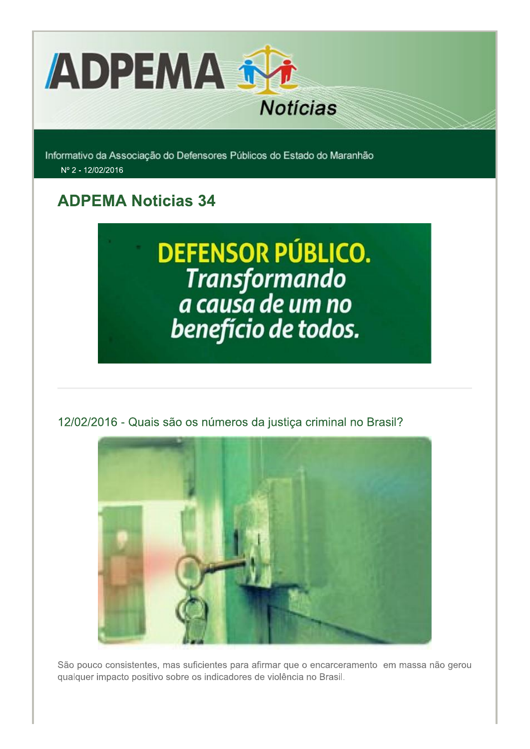# ADPEMA Notícias

Informativo da Associação do Defensores Públicos do Estado do Maranhão

Nº 2 - 12/02/2016

## ADPEMA Noticias 34

DEFENSOR PÚBLICO. Transformando a causa de um no benefício de todos.

### 12/02/2016 - Quais são os números da justiça criminal no Brasil?

São pouco consistentes, mas suficientes para afirmar que o encarceramento em massa não gerou qualquer impacto positivo sobre os indicadores de violência no Brasil.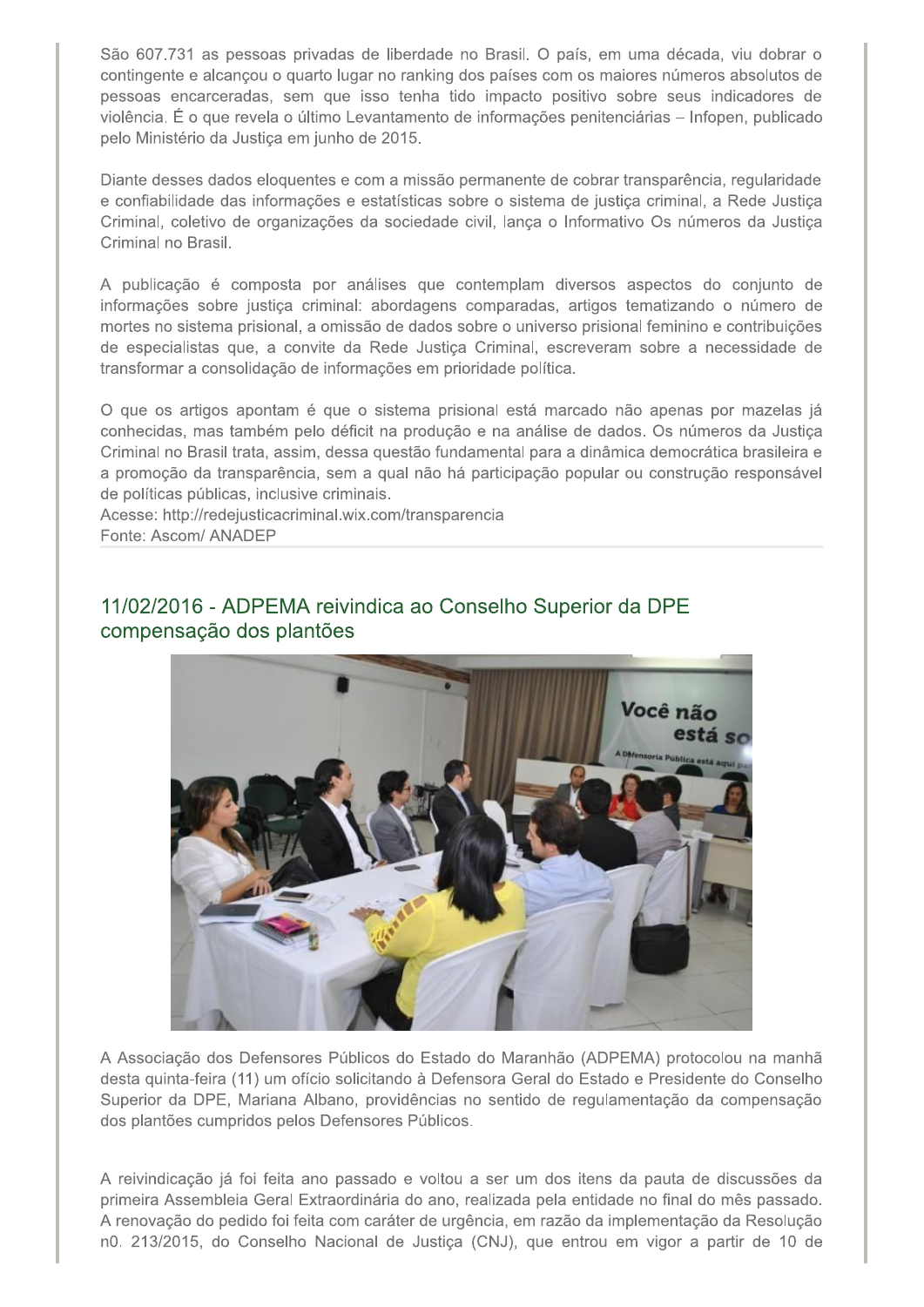São 607.731 as pessoas privadas de liberdade no Brasil. O país, em uma década, viu dobrar o contingente e alcançou o quarto lugar no ranking dos países com os maiores números absolutos de pessoas encarceradas, sem que isso tenha tido impacto positivo sobre seus indicadores de violência. É o que revela o último Levantamento de informações penitenciárias – Infopen, publicado pelo Ministério da Justiça em junho de 2015.

Diante desses dados eloquentes e com a missão permanente de cobrar transparência, regularidade e confiabilidade das informações e estatísticas sobre o sistema de justiça criminal, a Rede Justiça Criminal, coletivo de organizações da sociedade civil, lança o Informativo Os números da Justiça Criminal no Brasil.

A publicação é composta por análises que contemplam diversos aspectos do conjunto de informações sobre justiça criminal: abordagens comparadas, artigos tematizando o número de mortes no sistema prisional, a omissão de dados sobre o universo prisional feminino e contribuições de especialistas que, a convite da Rede Justiça Criminal, escreveram sobre a necessidade de transformar a consolidação de informações em prioridade política.

O que os artigos apontam é que o sistema prisional está marcado não apenas por mazelas já conhecidas, mas também pelo déficit na produção e na análise de dados. Os números da Justiça Criminal no Brasil trata, assim, dessa questão fundamental para a dinâmica democrática brasileira e a promoção da transparência, sem a qual não há participação popular ou construção responsável de políticas públicas, inclusive criminais.
Acesse: http://redejusticacriminal.wix.com/transparencia
Fonte: Ascom/ ANADEP

## 11/02/2016 - ADPEMA reivindica ao Conselho Superior da DPE compensação dos plantões

A Associação dos Defensores Públicos do Estado do Maranhão (ADPEMA) protocolou na manhã desta quinta-feira (11) um ofício solicitando à Defensora Geral do Estado e Presidente do Conselho Superior da DPE, Mariana Albano, providências no sentido de regulamentação da compensação dos plantões cumpridos pelos Defensores Públicos.

A reivindicação já foi feita ano passado e voltou a ser um dos itens da pauta de discussões da primeira Assembleia Geral Extraordinária do ano, realizada pela entidade no final do mês passado. A renovação do pedido foi feita com caráter de urgência, em razão da implementação da Resolução n0. 213/2015, do Conselho Nacional de Justiça (CNJ), que entrou em vigor a partir de 10 de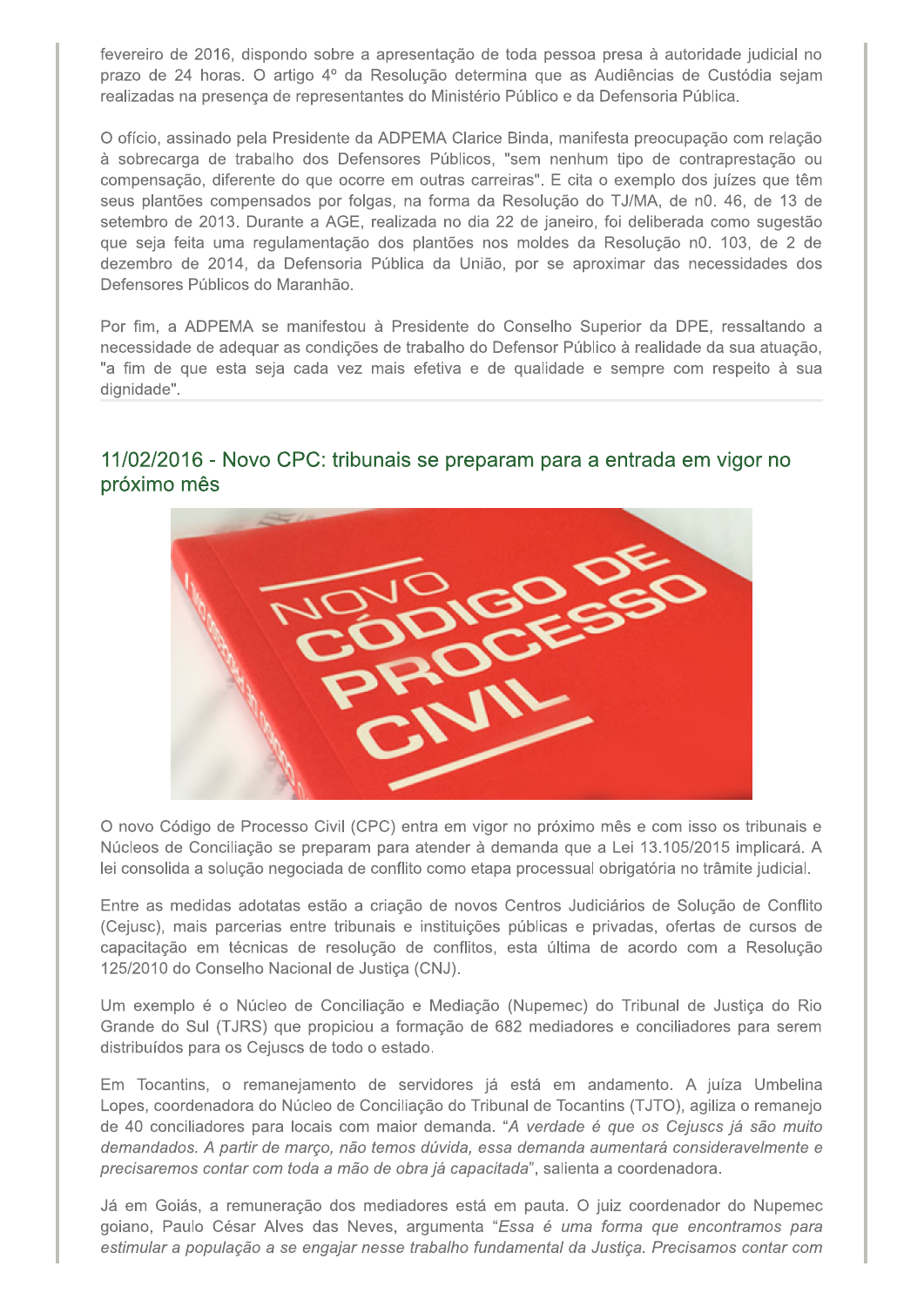fevereiro de 2016, dispondo sobre a apresentação de toda pessoa presa à autoridade judicial no prazo de 24 horas. O artigo 4º da Resolução determina que as Audiências de Custódia sejam realizadas na presença de representantes do Ministério Público e da Defensoria Pública.

O ofício, assinado pela Presidente da ADPEMA Clarice Binda, manifesta preocupação com relação à sobrecarga de trabalho dos Defensores Públicos, "sem nenhum tipo de contraprestação ou compensação, diferente do que ocorre em outras carreiras". E cita o exemplo dos juízes que têm seus plantões compensados por folgas, na forma da Resolução do TJ/MA, de n0. 46, de 13 de setembro de 2013. Durante a AGE, realizada no dia 22 de janeiro, foi deliberada como sugestão que seja feita uma regulamentação dos plantões nos moldes da Resolução n0. 103, de 2 de dezembro de 2014, da Defensoria Pública da União, por se aproximar das necessidades dos Defensores Públicos do Maranhão.

Por fim, a ADPEMA se manifestou à Presidente do Conselho Superior da DPE, ressaltando a necessidade de adequar as condições de trabalho do Defensor Público à realidade da sua atuação, "a fim de que esta seja cada vez mais efetiva e de qualidade e sempre com respeito à sua dignidade".

## 11/02/2016 - Novo CPC: tribunais se preparam para a entrada em vigor no próximo mês

O novo Código de Processo Civil (CPC) entra em vigor no próximo mês e com isso os tribunais e Núcleos de Conciliação se preparam para atender à demanda que a Lei 13.105/2015 implicará. A lei consolida a solução negociada de conflito como etapa processual obrigatória no trâmite judicial.

Entre as medidas adotatas estão a criação de novos Centros Judiciários de Solução de Conflito (Cejusc), mais parcerias entre tribunais e instituições públicas e privadas, ofertas de cursos de capacitação em técnicas de resolução de conflitos, esta última de acordo com a Resolução 125/2010 do Conselho Nacional de Justiça (CNJ).

Um exemplo é o Núcleo de Conciliação e Mediação (Nupemec) do Tribunal de Justiça do Rio Grande do Sul (TJRS) que propiciou a formação de 682 mediadores e conciliadores para serem distribuídos para os Cejuscs de todo o estado.

Em Tocantins, o remanejamento de servidores já está em andamento. A juíza Umbelina Lopes, coordenadora do Núcleo de Conciliação do Tribunal de Tocantins (TJTO), agiliza o remanejo de 40 conciliadores para locais com maior demanda. "*A verdade é que os Cejuscs já são muito demandados. A partir de março, não temos dúvida, essa demanda aumentará consideravelmente e precisaremos contar com toda a mão de obra já capacitada*", salienta a coordenadora.

Já em Goiás, a remuneração dos mediadores está em pauta. O juiz coordenador do Nupemec goiano, Paulo César Alves das Neves, argumenta "*Essa é uma forma que encontramos para estimular a população a se engajar nesse trabalho fundamental da Justiça. Precisamos contar com*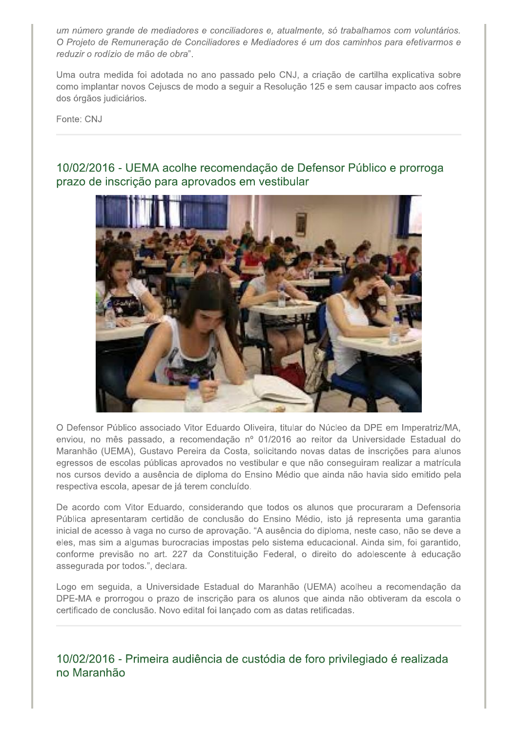*um número grande de mediadores e conciliadores e, atualmente, só trabalhamos com voluntários. O Projeto de Remuneração de Conciliadores e Mediadores é um dos caminhos para efetivarmos e reduzir o rodízio de mão de obra*".

Uma outra medida foi adotada no ano passado pelo CNJ, a criação de cartilha explicativa sobre como implantar novos Cejuscs de modo a seguir a Resolução 125 e sem causar impacto aos cofres dos órgãos judiciários.

Fonte: CNJ

---

## 10/02/2016 - UEMA acolhe recomendação de Defensor Público e prorroga prazo de inscrição para aprovados em vestibular

O Defensor Público associado Vitor Eduardo Oliveira, titular do Núcleo da DPE em Imperatriz/MA, enviou, no mês passado, a recomendação nº 01/2016 ao reitor da Universidade Estadual do Maranhão (UEMA), Gustavo Pereira da Costa, solicitando novas datas de inscrições para alunos egressos de escolas públicas aprovados no vestibular e que não conseguiram realizar a matrícula nos cursos devido a ausência de diploma do Ensino Médio que ainda não havia sido emitido pela respectiva escola, apesar de já terem concluído.

De acordo com Vitor Eduardo, considerando que todos os alunos que procuraram a Defensoria Pública apresentaram certidão de conclusão do Ensino Médio, isto já representa uma garantia inicial de acesso à vaga no curso de aprovação. "A ausência do diploma, neste caso, não se deve a eles, mas sim a algumas burocracias impostas pelo sistema educacional. Ainda sim, foi garantido, conforme previsão no art. 227 da Constituição Federal, o direito do adolescente à educação assegurada por todos.", declara.

Logo em seguida, a Universidade Estadual do Maranhão (UEMA) acolheu a recomendação da DPE-MA e prorrogou o prazo de inscrição para os alunos que ainda não obtiveram da escola o certificado de conclusão. Novo edital foi lançado com as datas retificadas.

---

## 10/02/2016 - Primeira audiência de custódia de foro privilegiado é realizada no Maranhão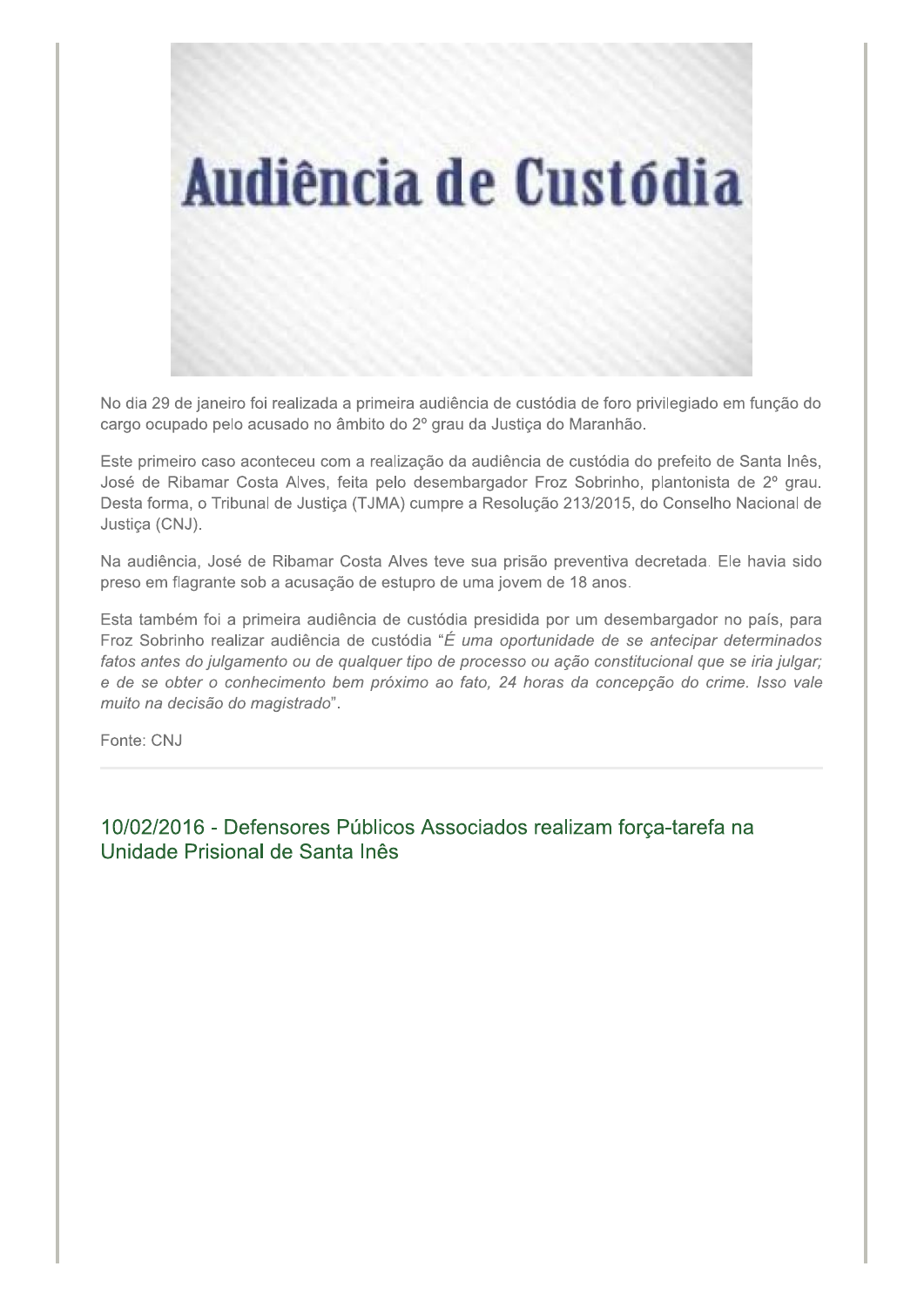No dia 29 de janeiro foi realizada a primeira audiência de custódia de foro privilegiado em função do cargo ocupado pelo acusado no âmbito do 2º grau da Justiça do Maranhão.

Este primeiro caso aconteceu com a realização da audiência de custódia do prefeito de Santa Inês, José de Ribamar Costa Alves, feita pelo desembargador Froz Sobrinho, plantonista de 2º grau. Desta forma, o Tribunal de Justiça (TJMA) cumpre a Resolução 213/2015, do Conselho Nacional de Justiça (CNJ).

Na audiência, José de Ribamar Costa Alves teve sua prisão preventiva decretada. Ele havia sido preso em flagrante sob a acusação de estupro de uma jovem de 18 anos.

Esta também foi a primeira audiência de custódia presidida por um desembargador no país, para Froz Sobrinho realizar audiência de custódia "*É uma oportunidade de se antecipar determinados fatos antes do julgamento ou de qualquer tipo de processo ou ação constitucional que se iria julgar; e de se obter o conhecimento bem próximo ao fato, 24 horas da concepção do crime. Isso vale muito na decisão do magistrado*".

Fonte: CNJ

---

## 10/02/2016 - Defensores Públicos Associados realizam força-tarefa na Unidade Prisional de Santa Inês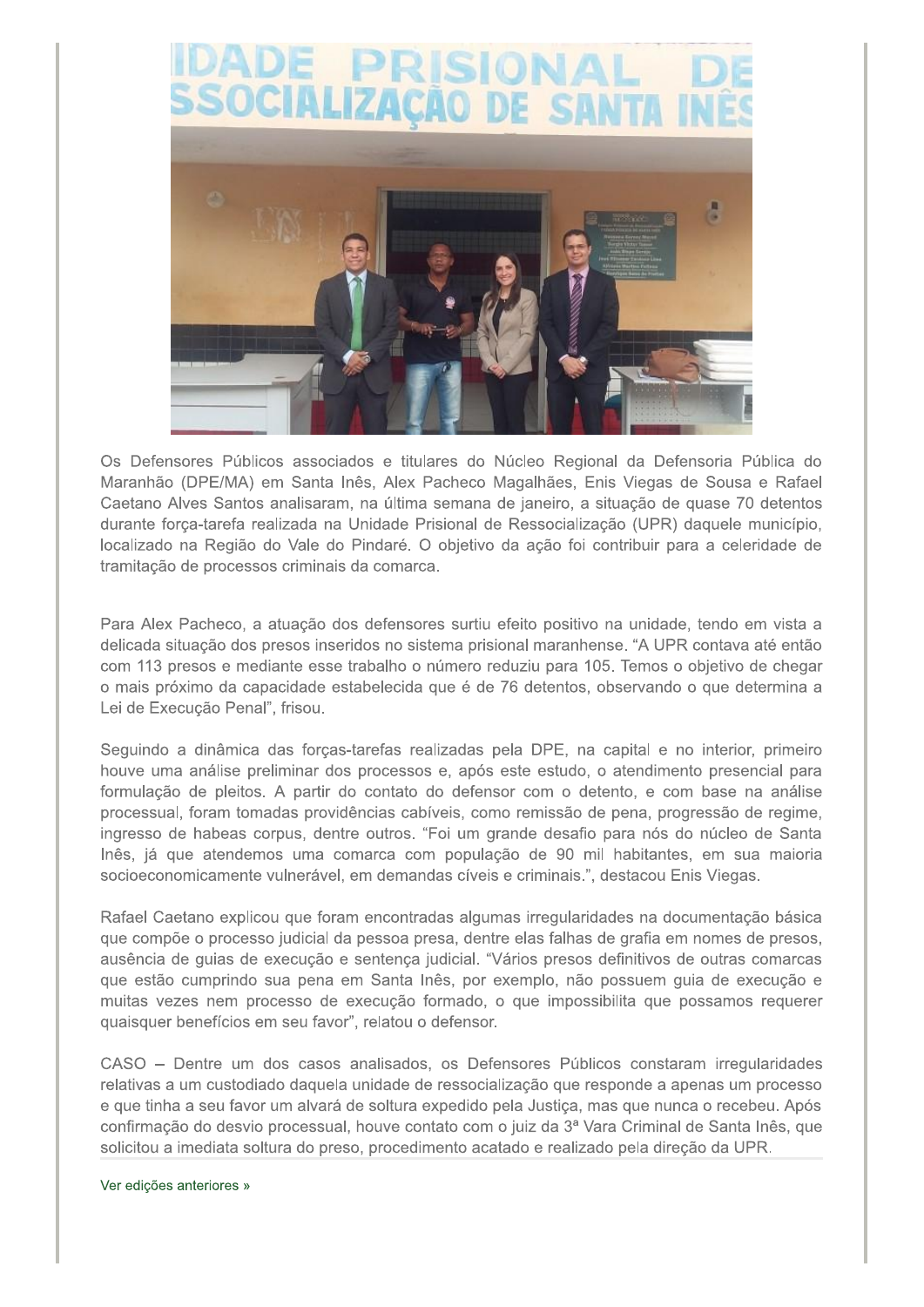Os Defensores Públicos associados e titulares do Núcleo Regional da Defensoria Pública do Maranhão (DPE/MA) em Santa Inês, Alex Pacheco Magalhães, Enis Viegas de Sousa e Rafael Caetano Alves Santos analisaram, na última semana de janeiro, a situação de quase 70 detentos durante força-tarefa realizada na Unidade Prisional de Ressocialização (UPR) daquele município, localizado na Região do Vale do Pindaré. O objetivo da ação foi contribuir para a celeridade de tramitação de processos criminais da comarca.

Para Alex Pacheco, a atuação dos defensores surtiu efeito positivo na unidade, tendo em vista a delicada situação dos presos inseridos no sistema prisional maranhense. "A UPR contava até então com 113 presos e mediante esse trabalho o número reduziu para 105. Temos o objetivo de chegar o mais próximo da capacidade estabelecida que é de 76 detentos, observando o que determina a Lei de Execução Penal", frisou.

Seguindo a dinâmica das forças-tarefas realizadas pela DPE, na capital e no interior, primeiro houve uma análise preliminar dos processos e, após este estudo, o atendimento presencial para formulação de pleitos. A partir do contato do defensor com o detento, e com base na análise processual, foram tomadas providências cabíveis, como remissão de pena, progressão de regime, ingresso de habeas corpus, dentre outros. "Foi um grande desafio para nós do núcleo de Santa Inês, já que atendemos uma comarca com população de 90 mil habitantes, em sua maioria socioeconomicamente vulnerável, em demandas cíveis e criminais.", destacou Enis Viegas.

Rafael Caetano explicou que foram encontradas algumas irregularidades na documentação básica que compõe o processo judicial da pessoa presa, dentre elas falhas de grafia em nomes de presos, ausência de guias de execução e sentença judicial. "Vários presos definitivos de outras comarcas que estão cumprindo sua pena em Santa Inês, por exemplo, não possuem guia de execução e muitas vezes nem processo de execução formado, o que impossibilita que possamos requerer quaisquer benefícios em seu favor", relatou o defensor.

CASO – Dentre um dos casos analisados, os Defensores Públicos constaram irregularidades relativas a um custodiado daquela unidade de ressocialização que responde a apenas um processo e que tinha a seu favor um alvará de soltura expedido pela Justiça, mas que nunca o recebeu. Após confirmação do desvio processual, houve contato com o juiz da 3ª Vara Criminal de Santa Inês, que solicitou a imediata soltura do preso, procedimento acatado e realizado pela direção da UPR.

Ver edições anteriores »